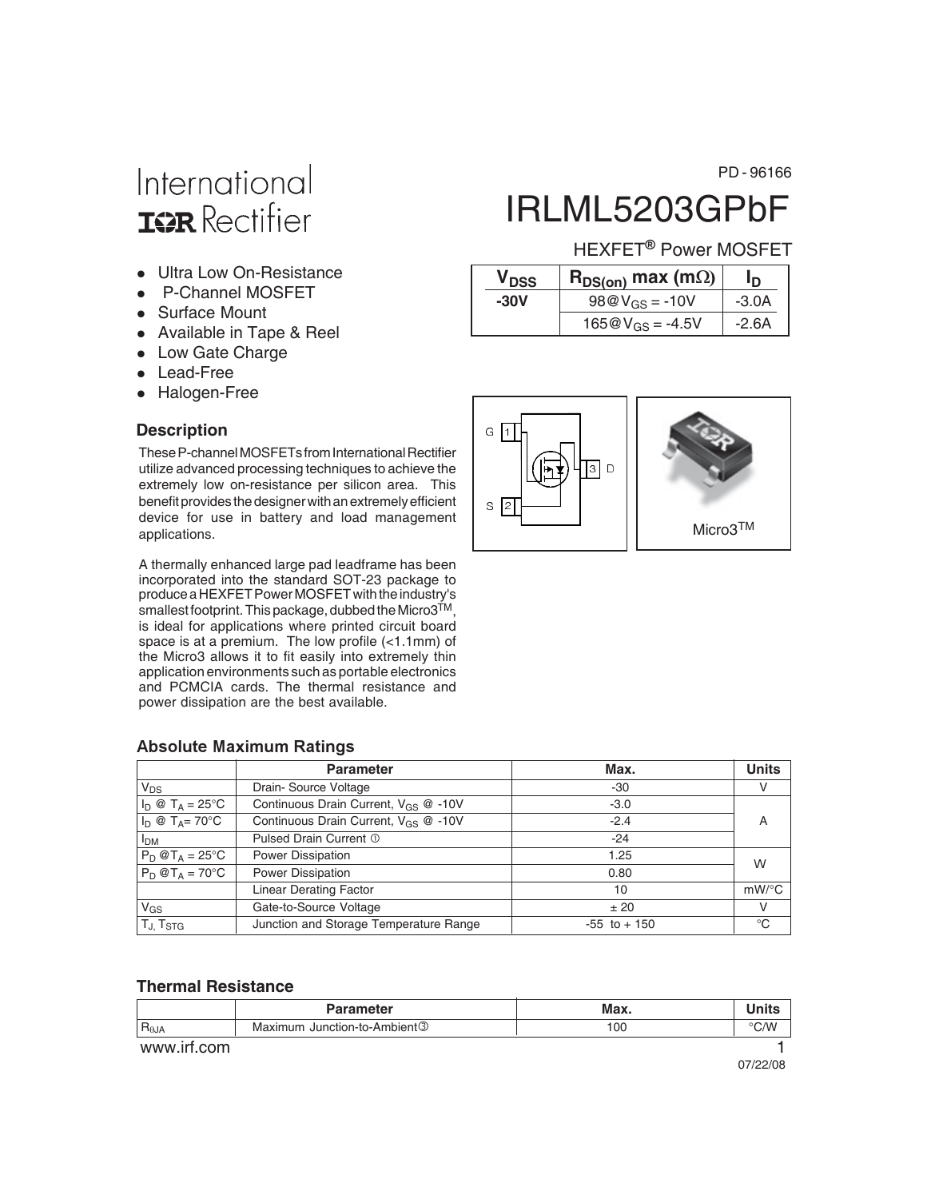International
IOR Rectifier

PD - 96166

# IRLML5203GPbF

HEXFET® Power MOSFET

- Ultra Low On-Resistance
- P-Channel MOSFET
- Surface Mount
- Available in Tape & Reel
- Low Gate Charge
- Lead-Free
- Halogen-Free

| $V_{DSS}$ | $R_{DS(on)}$ max (mΩ) | $I_D$ |
|---|---|---|
| **-30V** | 98@$V_{GS}$ = -10V | -3.0A |
| | 165@$V_{GS}$ = -4.5V | -2.6A |

G 1, S 2, 3 D

Micro3™

## Description

These P-channel MOSFETs from International Rectifier utilize advanced processing techniques to achieve the extremely low on-resistance per silicon area. This benefit provides the designer with an extremely efficient device for use in battery and load management applications.

A thermally enhanced large pad leadframe has been incorporated into the standard SOT-23 package to produce a HEXFET Power MOSFET with the industry's smallest footprint. This package, dubbed the Micro3™, is ideal for applications where printed circuit board space is at a premium. The low profile (<1.1mm) of the Micro3 allows it to fit easily into extremely thin application environments such as portable electronics and PCMCIA cards. The thermal resistance and power dissipation are the best available.

## Absolute Maximum Ratings

| | Parameter | Max. | Units |
|---|---|---|---|
| $V_{DS}$ | Drain- Source Voltage | -30 | V |
| $I_D$ @ $T_A$ = 25°C | Continuous Drain Current, $V_{GS}$ @ -10V | -3.0 | A |
| $I_D$ @ $T_A$= 70°C | Continuous Drain Current, $V_{GS}$ @ -10V | -2.4 | |
| $I_{DM}$ | Pulsed Drain Current ① | -24 | |
| $P_D$ @$T_A$ = 25°C | Power Dissipation | 1.25 | W |
| $P_D$ @$T_A$ = 70°C | Power Dissipation | 0.80 | |
| | Linear Derating Factor | 10 | mW/°C |
| $V_{GS}$ | Gate-to-Source Voltage | ± 20 | V |
| $T_J$, $T_{STG}$ | Junction and Storage Temperature Range | -55 to + 150 | °C |

## Thermal Resistance

| | Parameter | Max. | Units |
|---|---|---|---|
| $R_{\theta JA}$ | Maximum Junction-to-Ambient③ | 100 | °C/W |

www.irf.com

07/22/08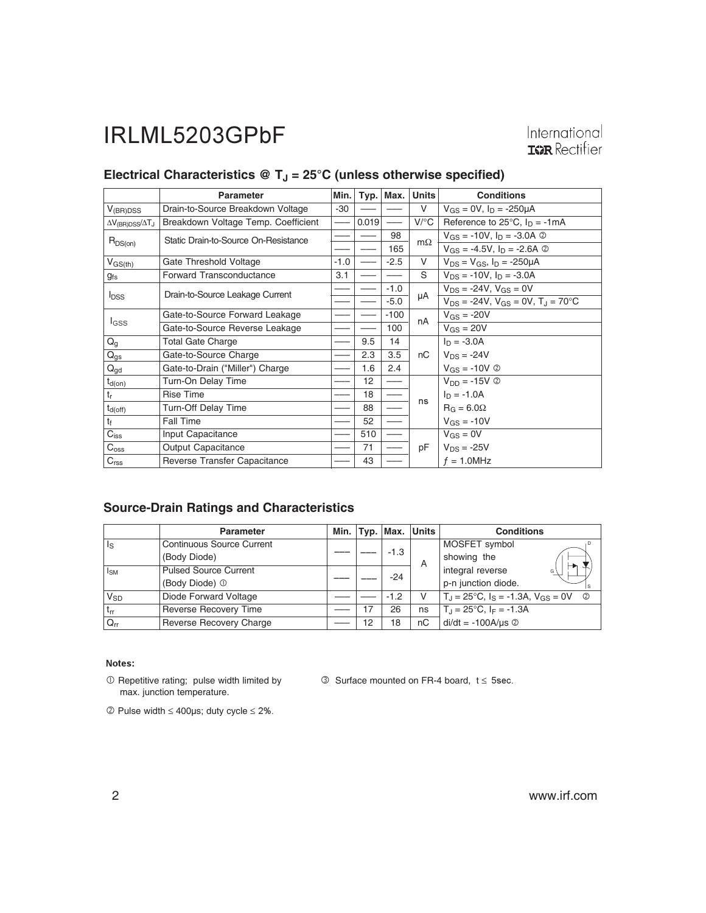## Electrical Characteristics @ $T_J$ = 25°C (unless otherwise specified)

| | Parameter | Min. | Typ. | Max. | Units | Conditions |
|---|---|---|---|---|---|---|
| $V_{(BR)DSS}$ | Drain-to-Source Breakdown Voltage | -30 | —— | —— | V | $V_{GS}$ = 0V, $I_D$ = -250μA |
| $\Delta V_{(BR)DSS}/\Delta T_J$ | Breakdown Voltage Temp. Coefficient | —— | 0.019 | —— | V/°C | Reference to 25°C, $I_D$ = -1mA |
| $R_{DS(on)}$ | Static Drain-to-Source On-Resistance | —— | —— | 98 | mΩ | $V_{GS}$ = -10V, $I_D$ = -3.0A ② |
| | | —— | —— | 165 | | $V_{GS}$ = -4.5V, $I_D$ = -2.6A ② |
| $V_{GS(th)}$ | Gate Threshold Voltage | -1.0 | —— | -2.5 | V | $V_{DS}$ = $V_{GS}$, $I_D$ = -250μA |
| $g_{fs}$ | Forward Transconductance | 3.1 | —— | —— | S | $V_{DS}$ = -10V, $I_D$ = -3.0A |
| $I_{DSS}$ | Drain-to-Source Leakage Current | —— | —— | -1.0 | μA | $V_{DS}$ = -24V, $V_{GS}$ = 0V |
| | | —— | —— | -5.0 | | $V_{DS}$ = -24V, $V_{GS}$ = 0V, $T_J$ = 70°C |
| $I_{GSS}$ | Gate-to-Source Forward Leakage | —— | —— | -100 | nA | $V_{GS}$ = -20V |
| | Gate-to-Source Reverse Leakage | —— | —— | 100 | | $V_{GS}$ = 20V |
| $Q_g$ | Total Gate Charge | —— | 9.5 | 14 | nC | $I_D$ = -3.0A |
| $Q_{gs}$ | Gate-to-Source Charge | —— | 2.3 | 3.5 | | $V_{DS}$ = -24V |
| $Q_{gd}$ | Gate-to-Drain ("Miller") Charge | —— | 1.6 | 2.4 | | $V_{GS}$ = -10V ② |
| $t_{d(on)}$ | Turn-On Delay Time | —— | 12 | —— | ns | $V_{DD}$ = -15V ② |
| $t_r$ | Rise Time | —— | 18 | —— | | $I_D$ = -1.0A |
| $t_{d(off)}$ | Turn-Off Delay Time | —— | 88 | —— | | $R_G$ = 6.0Ω |
| $t_f$ | Fall Time | —— | 52 | —— | | $V_{GS}$ = -10V |
| $C_{iss}$ | Input Capacitance | —— | 510 | —— | pF | $V_{GS}$ = 0V |
| $C_{oss}$ | Output Capacitance | —— | 71 | —— | | $V_{DS}$ = -25V |
| $C_{rss}$ | Reverse Transfer Capacitance | —— | 43 | —— | | $f$ = 1.0MHz |

## Source-Drain Ratings and Characteristics

| | Parameter | Min. | Typ. | Max. | Units | Conditions |
|---|---|---|---|---|---|---|
| $I_S$ | Continuous Source Current (Body Diode) | —— | —— | -1.3 | A | MOSFET symbol showing the integral reverse p-n junction diode. |
| $I_{SM}$ | Pulsed Source Current (Body Diode) ① | —— | —— | -24 | | |
| $V_{SD}$ | Diode Forward Voltage | —— | —— | -1.2 | V | $T_J$ = 25°C, $I_S$ = -1.3A, $V_{GS}$ = 0V ② |
| $t_{rr}$ | Reverse Recovery Time | —— | 17 | 26 | ns | $T_J$ = 25°C, $I_F$ = -1.3A |
| $Q_{rr}$ | Reverse Recovery Charge | —— | 12 | 18 | nC | di/dt = -100A/μs ② |

**Notes:**

① Repetitive rating; pulse width limited by max. junction temperature.

② Pulse width ≤ 400μs; duty cycle ≤ 2%.

③ Surface mounted on FR-4 board, t ≤ 5sec.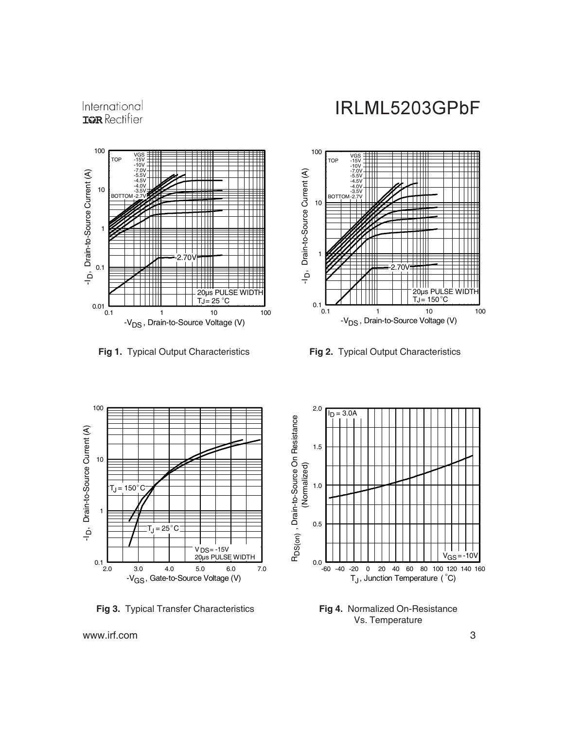**Fig 1.** Typical Output Characteristics

**Fig 2.** Typical Output Characteristics

**Fig 3.** Typical Transfer Characteristics

**Fig 4.** Normalized On-Resistance Vs. Temperature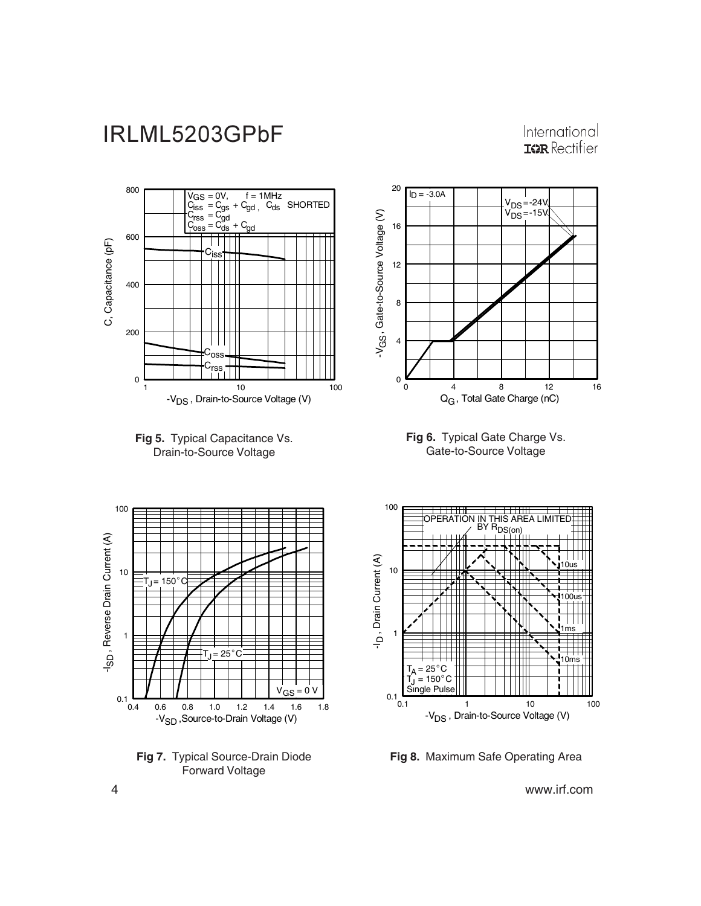**Fig 5.** Typical Capacitance Vs. Drain-to-Source Voltage

**Fig 6.** Typical Gate Charge Vs. Gate-to-Source Voltage

**Fig 7.** Typical Source-Drain Diode Forward Voltage

**Fig 8.** Maximum Safe Operating Area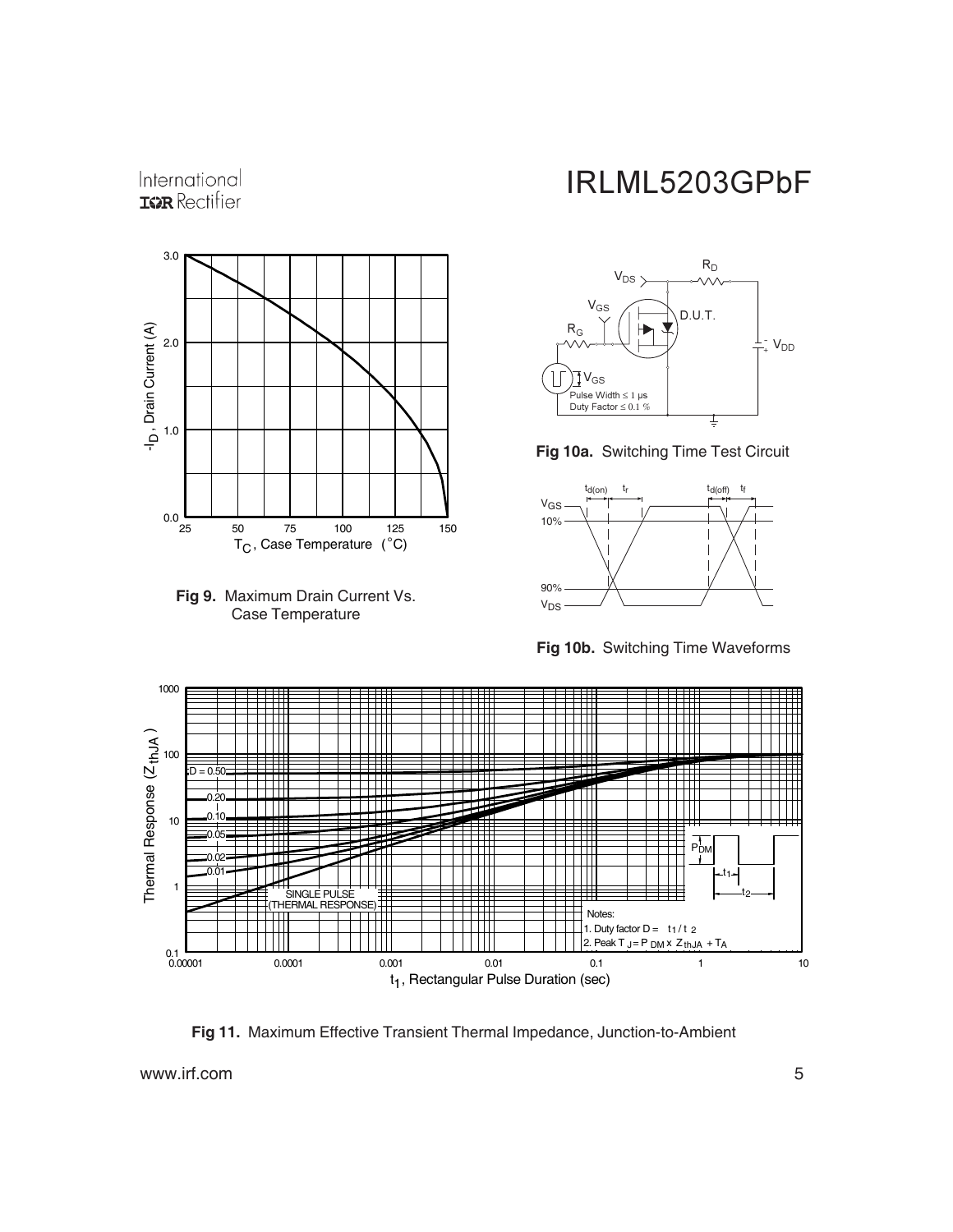**Fig 9.** Maximum Drain Current Vs. Case Temperature

**Fig 10a.** Switching Time Test Circuit

**Fig 10b.** Switching Time Waveforms

**Fig 11.** Maximum Effective Transient Thermal Impedance, Junction-to-Ambient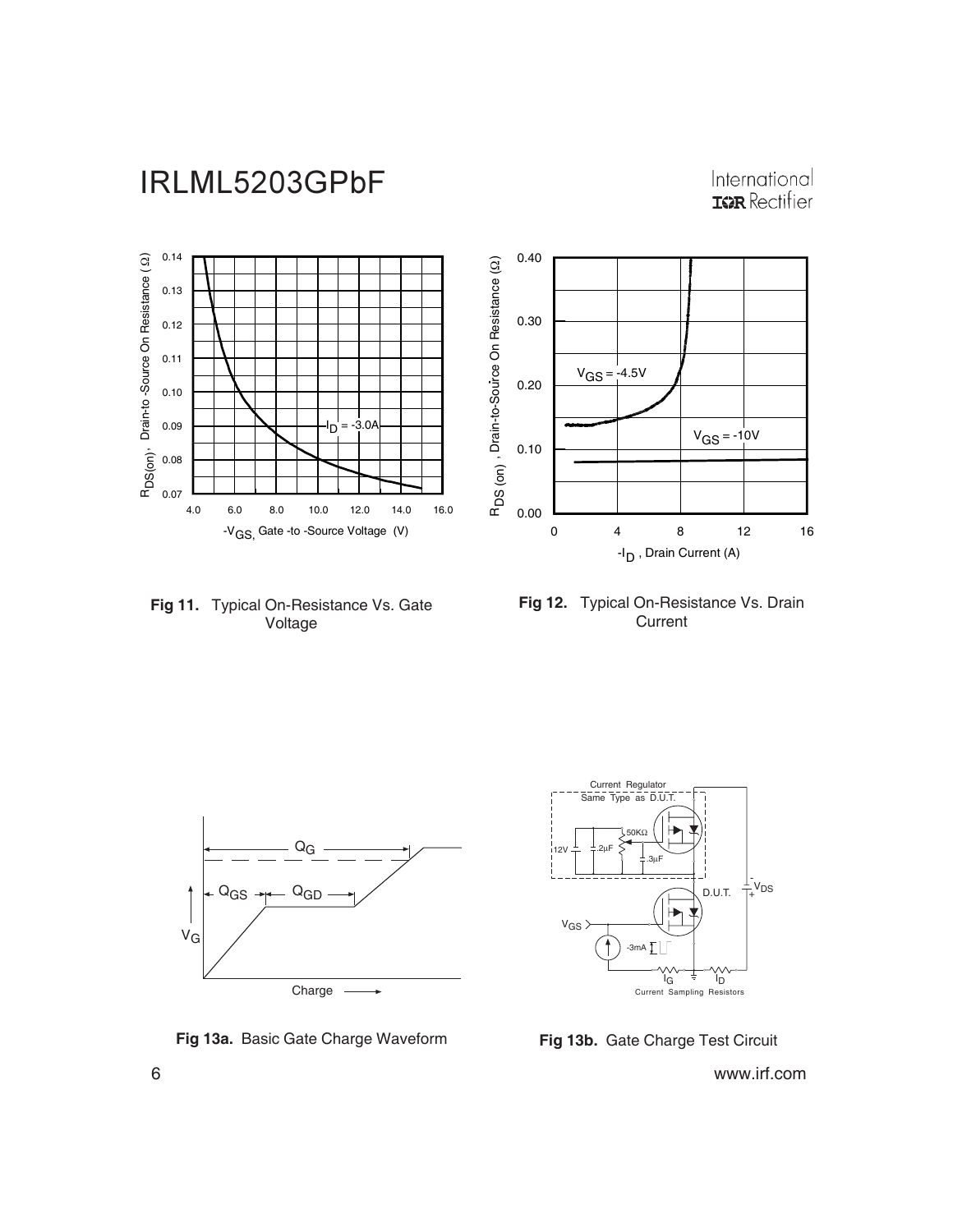**Fig 11.** Typical On-Resistance Vs. Gate Voltage

**Fig 12.** Typical On-Resistance Vs. Drain Current

**Fig 13a.** Basic Gate Charge Waveform

**Fig 13b.** Gate Charge Test Circuit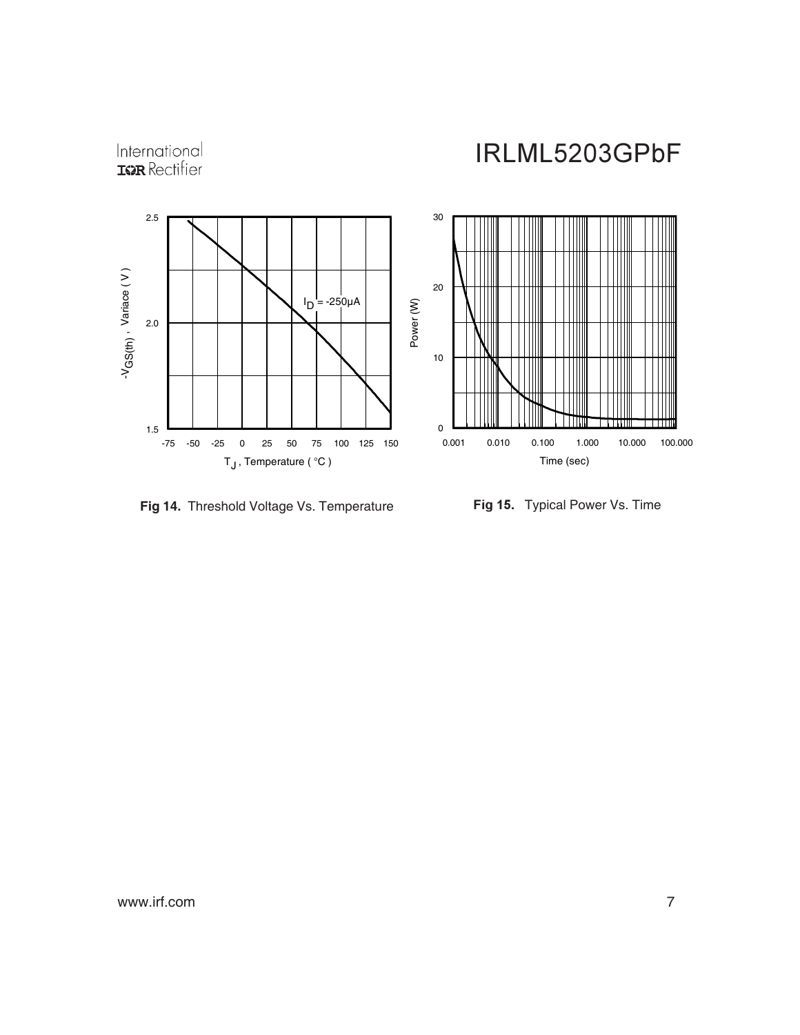Fig 14. Threshold Voltage Vs. Temperature

Fig 15. Typical Power Vs. Time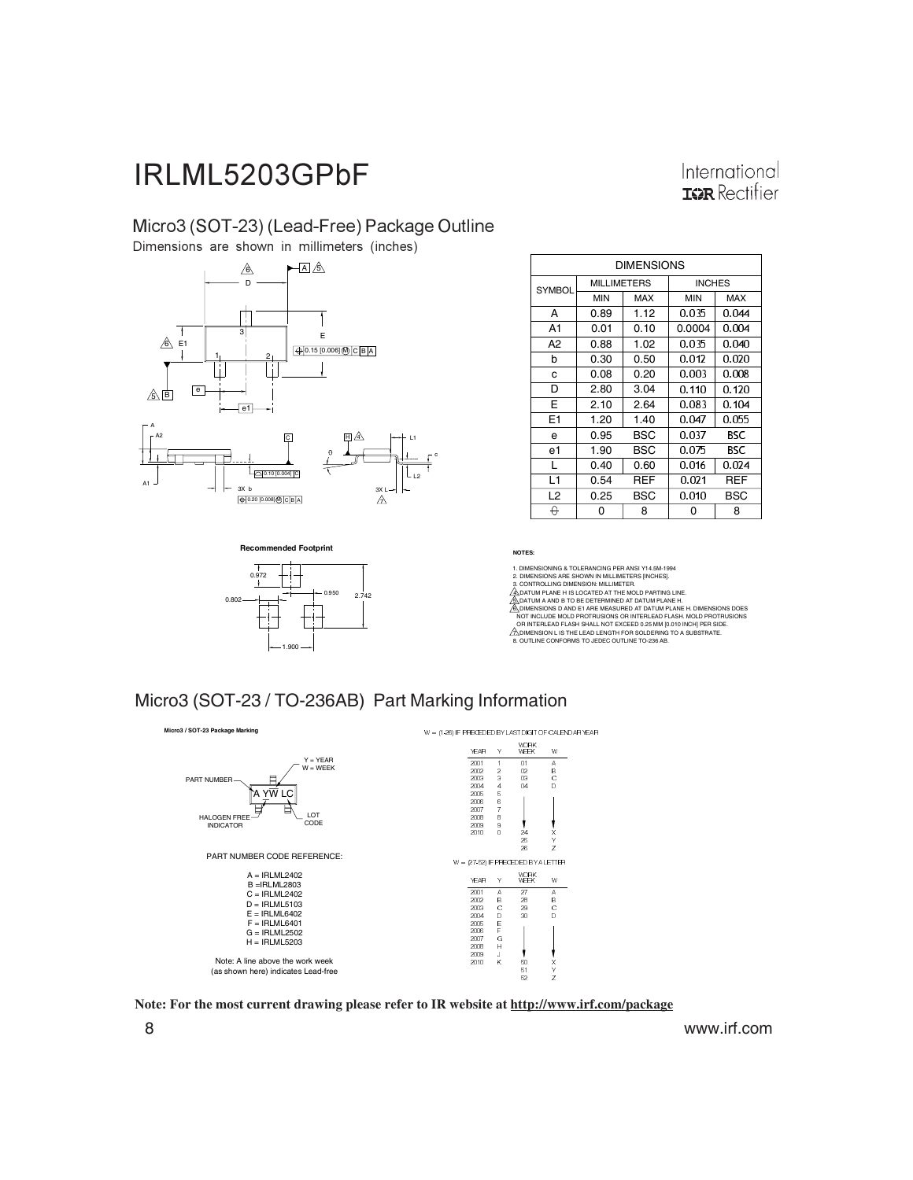## Micro3 (SOT-23) (Lead-Free) Package Outline

Dimensions are shown in millimeters (inches)

| SYMBOL | MILLIMETERS | | INCHES | |
|---|---|---|---|---|
| | MIN | MAX | MIN | MAX |
| A | 0.89 | 1.12 | 0.035 | 0.044 |
| A1 | 0.01 | 0.10 | 0.0004 | 0.004 |
| A2 | 0.88 | 1.02 | 0.035 | 0.040 |
| b | 0.30 | 0.50 | 0.012 | 0.020 |
| c | 0.08 | 0.20 | 0.003 | 0.008 |
| D | 2.80 | 3.04 | 0.110 | 0.120 |
| E | 2.10 | 2.64 | 0.083 | 0.104 |
| E1 | 1.20 | 1.40 | 0.047 | 0.055 |
| e | 0.95 | BSC | 0.037 | BSC |
| e1 | 1.90 | BSC | 0.075 | BSC |
| L | 0.40 | 0.60 | 0.016 | 0.024 |
| L1 | 0.54 | REF | 0.021 | REF |
| L2 | 0.25 | BSC | 0.010 | BSC |
| θ | 0 | 8 | 0 | 8 |

**Recommended Footprint**

0.972, 0.950, 0.802, 2.742, 1.900

**NOTES:**

1. DIMENSIONING & TOLERANCING PER ANSI Y14.5M-1994
2. DIMENSIONS ARE SHOWN IN MILLIMETERS [INCHES].
3. CONTROLLING DIMENSION: MILLIMETER.
4. DATUM PLANE H IS LOCATED AT THE MOLD PARTING LINE.
5. DATUM A AND B TO BE DETERMINED AT DATUM PLANE H.
6. DIMENSIONS D AND E1 ARE MEASURED AT DATUM PLANE H. DIMENSIONS DOES NOT INCLUDE MOLD PROTRUSIONS OR INTERLEAD FLASH. MOLD PROTRUSIONS OR INTERLEAD FLASH SHALL NOT EXCEED 0.25 MM [0.010 INCH] PER SIDE.
7. DIMENSION L IS THE LEAD LENGTH FOR SOLDERING TO A SUBSTRATE.
8. OUTLINE CONFORMS TO JEDEC OUTLINE TO-236 AB.

## Micro3 (SOT-23 / TO-236AB) Part Marking Information

**Micro3 / SOT-23 Package Marking**

A YW LC

- PART NUMBER
- Y = YEAR
- W = WEEK
- HALOGEN FREE INDICATOR
- LOT CODE

PART NUMBER CODE REFERENCE:

- A = IRLML2402
- B = IRLML2803
- C = IRLML2402
- D = IRLML5103
- E = IRLML6402
- F = IRLML6401
- G = IRLML2502
- H = IRLML5203

Note: A line above the work week (as shown here) indicates Lead-free

W = (1-26) IF PRECEDED BY LAST DIGIT OF CALENDAR YEAR

| YEAR | Y | WORK WEEK | W |
|---|---|---|---|
| 2001 | 1 | 01 | A |
| 2002 | 2 | 02 | B |
| 2003 | 3 | 03 | C |
| 2004 | 4 | 04 | D |
| 2005 | 5 | | |
| 2006 | 6 | | |
| 2007 | 7 | | |
| 2008 | 8 | | |
| 2009 | 9 | | |
| 2010 | 0 | 24 | X |
| | | 25 | Y |
| | | 26 | Z |

W = (27-52) IF PRECEDED BY A LETTER

| YEAR | Y | WORK WEEK | W |
|---|---|---|---|
| 2001 | A | 27 | A |
| 2002 | B | 28 | B |
| 2003 | C | 29 | C |
| 2004 | D | 30 | D |
| 2005 | E | | |
| 2006 | F | | |
| 2007 | G | | |
| 2008 | H | | |
| 2009 | J | | |
| 2010 | K | 50 | X |
| | | 51 | Y |
| | | 52 | Z |

**Note: For the most current drawing please refer to IR website at http://www.irf.com/package**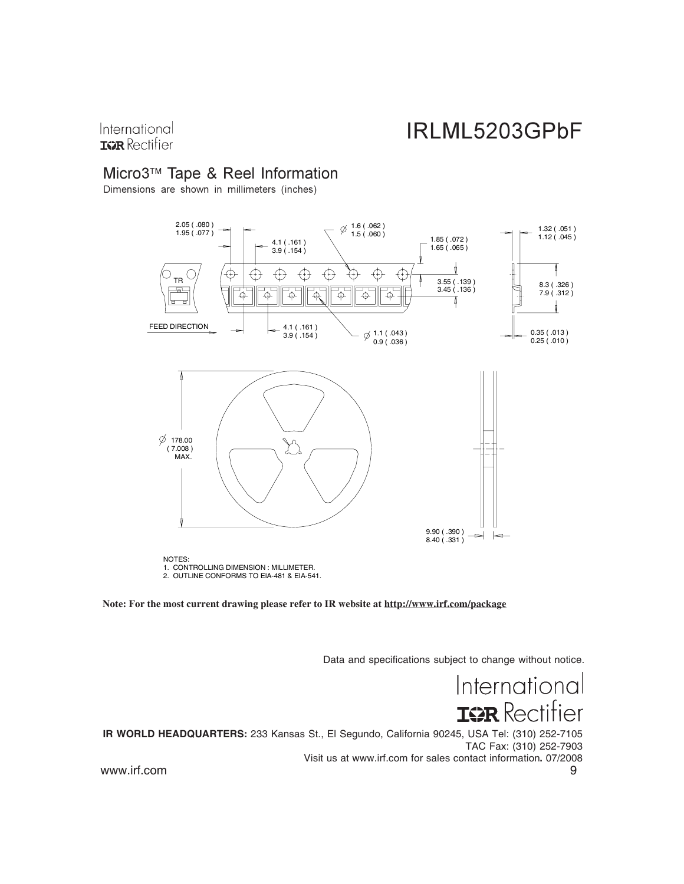## Micro3™ Tape & Reel Information

Dimensions are shown in millimeters (inches)

2.05 ( .080 )
1.95 ( .077 )

4.1 ( .161 )
3.9 ( .154 )

1.6 ( .062 )
1.5 ( .060 )

1.85 ( .072 )
1.65 ( .065 )

1.32 ( .051 )
1.12 ( .045 )

TR

3.55 ( .139 )
3.45 ( .136 )

8.3 ( .326 )
7.9 ( .312 )

FEED DIRECTION

4.1 ( .161 )
3.9 ( .154 )

1.1 ( .043 )
0.9 ( .036 )

0.35 ( .013 )
0.25 ( .010 )

178.00
( 7.008 )
MAX.

9.90 ( .390 )
8.40 ( .331 )

NOTES:
1. CONTROLLING DIMENSION : MILLIMETER.
2. OUTLINE CONFORMS TO EIA-481 & EIA-541.

**Note: For the most current drawing please refer to IR website at http://www.irf.com/package**

Data and specifications subject to change without notice.

International
IOR Rectifier

**IR WORLD HEADQUARTERS:** 233 Kansas St., El Segundo, California 90245, USA Tel: (310) 252-7105
TAC Fax: (310) 252-7903
Visit us at www.irf.com for sales contact information. 07/2008